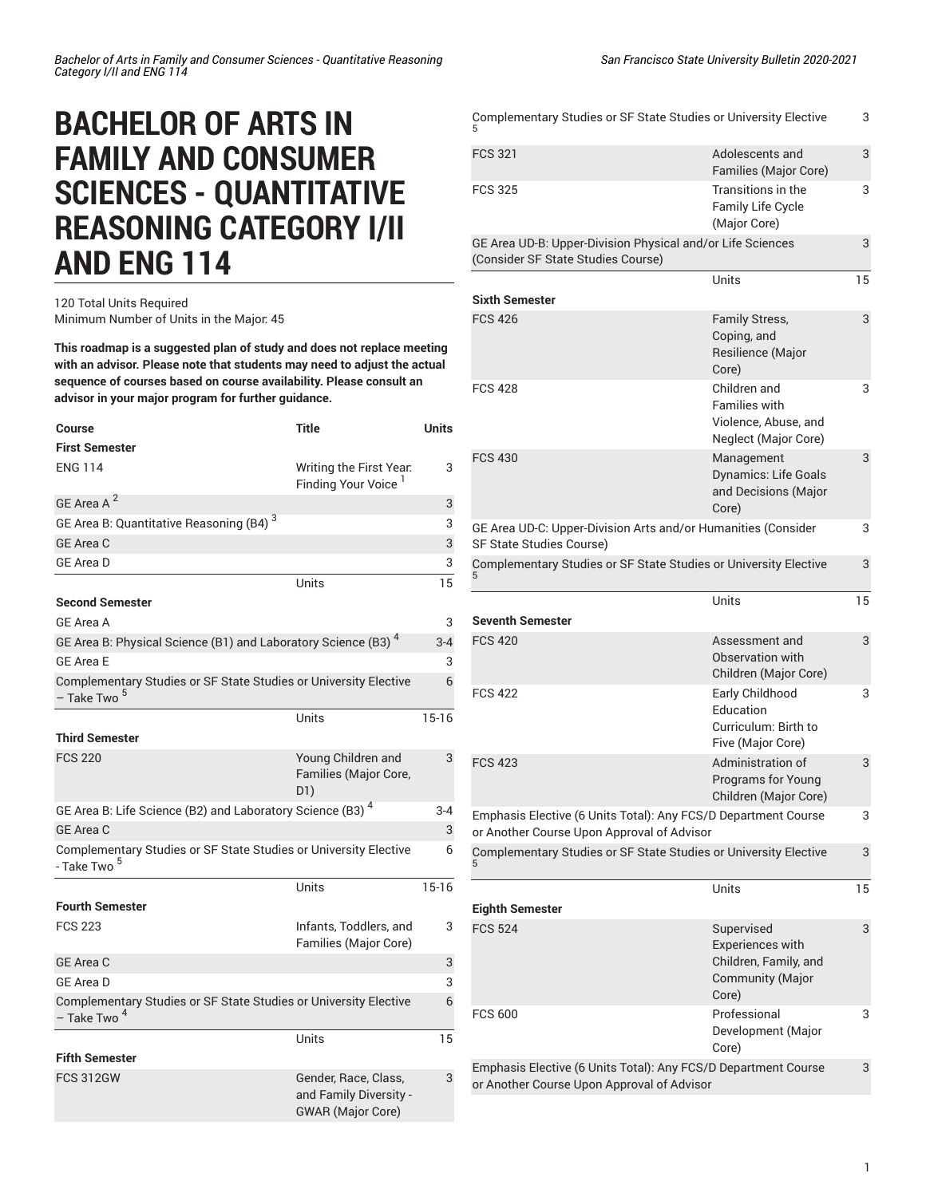# BACHELOR OF ARTS IN FAMILY AND CONSUMER SCIENCES - QUANTITATIVE REASONING CATEGORY I/II AND ENG 114

120 Total Units Required
Minimum Number of Units in the Major: 45

**This roadmap is a suggested plan of study and does not replace meeting with an advisor. Please note that students may need to adjust the actual sequence of courses based on course availability. Please consult an advisor in your major program for further guidance.**

| Course | Title | Units |
|---|---|---|
| **First Semester** | | |
| ENG 114 | Writing the First Year: Finding Your Voice [1] | 3 |
| GE Area A [2] | | 3 |
| GE Area B: Quantitative Reasoning (B4) [3] | | 3 |
| GE Area C | | 3 |
| GE Area D | | 3 |
| | Units | 15 |
| **Second Semester** | | |
| GE Area A | | 3 |
| GE Area B: Physical Science (B1) and Laboratory Science (B3) [4] | | 3-4 |
| GE Area E | | 3 |
| Complementary Studies or SF State Studies or University Elective – Take Two [5] | | 6 |
| | Units | 15-16 |
| **Third Semester** | | |
| FCS 220 | Young Children and Families (Major Core, D1) | 3 |
| GE Area B: Life Science (B2) and Laboratory Science (B3) [4] | | 3-4 |
| GE Area C | | 3 |
| Complementary Studies or SF State Studies or University Elective - Take Two [5] | | 6 |
| | Units | 15-16 |
| **Fourth Semester** | | |
| FCS 223 | Infants, Toddlers, and Families (Major Core) | 3 |
| GE Area C | | 3 |
| GE Area D | | 3 |
| Complementary Studies or SF State Studies or University Elective – Take Two [4] | | 6 |
| | Units | 15 |
| **Fifth Semester** | | |
| FCS 312GW | Gender, Race, Class, and Family Diversity - GWAR (Major Core) | 3 |
| Complementary Studies or SF State Studies or University Elective [5] | | 3 |
| FCS 321 | Adolescents and Families (Major Core) | 3 |
| FCS 325 | Transitions in the Family Life Cycle (Major Core) | 3 |
| GE Area UD-B: Upper-Division Physical and/or Life Sciences (Consider SF State Studies Course) | | 3 |
| | Units | 15 |
| **Sixth Semester** | | |
| FCS 426 | Family Stress, Coping, and Resilience (Major Core) | 3 |
| FCS 428 | Children and Families with Violence, Abuse, and Neglect (Major Core) | 3 |
| FCS 430 | Management Dynamics: Life Goals and Decisions (Major Core) | 3 |
| GE Area UD-C: Upper-Division Arts and/or Humanities (Consider SF State Studies Course) | | 3 |
| Complementary Studies or SF State Studies or University Elective [5] | | 3 |
| | Units | 15 |
| **Seventh Semester** | | |
| FCS 420 | Assessment and Observation with Children (Major Core) | 3 |
| FCS 422 | Early Childhood Education Curriculum: Birth to Five (Major Core) | 3 |
| FCS 423 | Administration of Programs for Young Children (Major Core) | 3 |
| Emphasis Elective (6 Units Total): Any FCS/D Department Course or Another Course Upon Approval of Advisor | | 3 |
| Complementary Studies or SF State Studies or University Elective [5] | | 3 |
| | Units | 15 |
| **Eighth Semester** | | |
| FCS 524 | Supervised Experiences with Children, Family, and Community (Major Core) | 3 |
| FCS 600 | Professional Development (Major Core) | 3 |
| Emphasis Elective (6 Units Total): Any FCS/D Department Course or Another Course Upon Approval of Advisor | | 3 |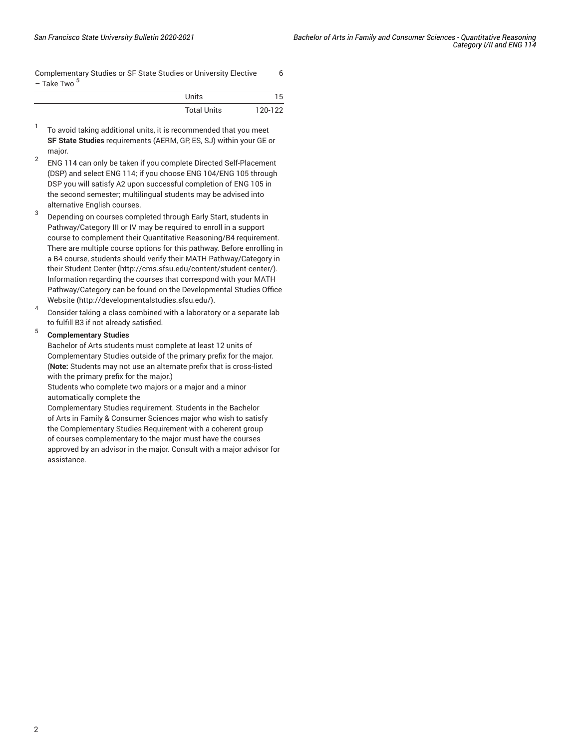| | | |
| --- | --- | --- |
| Complementary Studies or SF State Studies or University Elective – Take Two [5] | | 6 |
| | Units | 15 |
| | Total Units | 120-122 |

[1] To avoid taking additional units, it is recommended that you meet **SF State Studies** requirements (AERM, GP, ES, SJ) within your GE or major.

[2] ENG 114 can only be taken if you complete Directed Self-Placement (DSP) and select ENG 114; if you choose ENG 104/ENG 105 through DSP you will satisfy A2 upon successful completion of ENG 105 in the second semester; multilingual students may be advised into alternative English courses.

[3] Depending on courses completed through Early Start, students in Pathway/Category III or IV may be required to enroll in a support course to complement their Quantitative Reasoning/B4 requirement. There are multiple course options for this pathway. Before enrolling in a B4 course, students should verify their MATH Pathway/Category in their Student Center (http://cms.sfsu.edu/content/student-center/). Information regarding the courses that correspond with your MATH Pathway/Category can be found on the Developmental Studies Office Website (http://developmentalstudies.sfsu.edu/).

[4] Consider taking a class combined with a laboratory or a separate lab to fulfill B3 if not already satisfied.

[5] **Complementary Studies**

Bachelor of Arts students must complete at least 12 units of Complementary Studies outside of the primary prefix for the major. (**Note:** Students may not use an alternate prefix that is cross-listed with the primary prefix for the major.)

Students who complete two majors or a major and a minor automatically complete the

Complementary Studies requirement. Students in the Bachelor of Arts in Family & Consumer Sciences major who wish to satisfy the Complementary Studies Requirement with a coherent group of courses complementary to the major must have the courses approved by an advisor in the major. Consult with a major advisor for assistance.